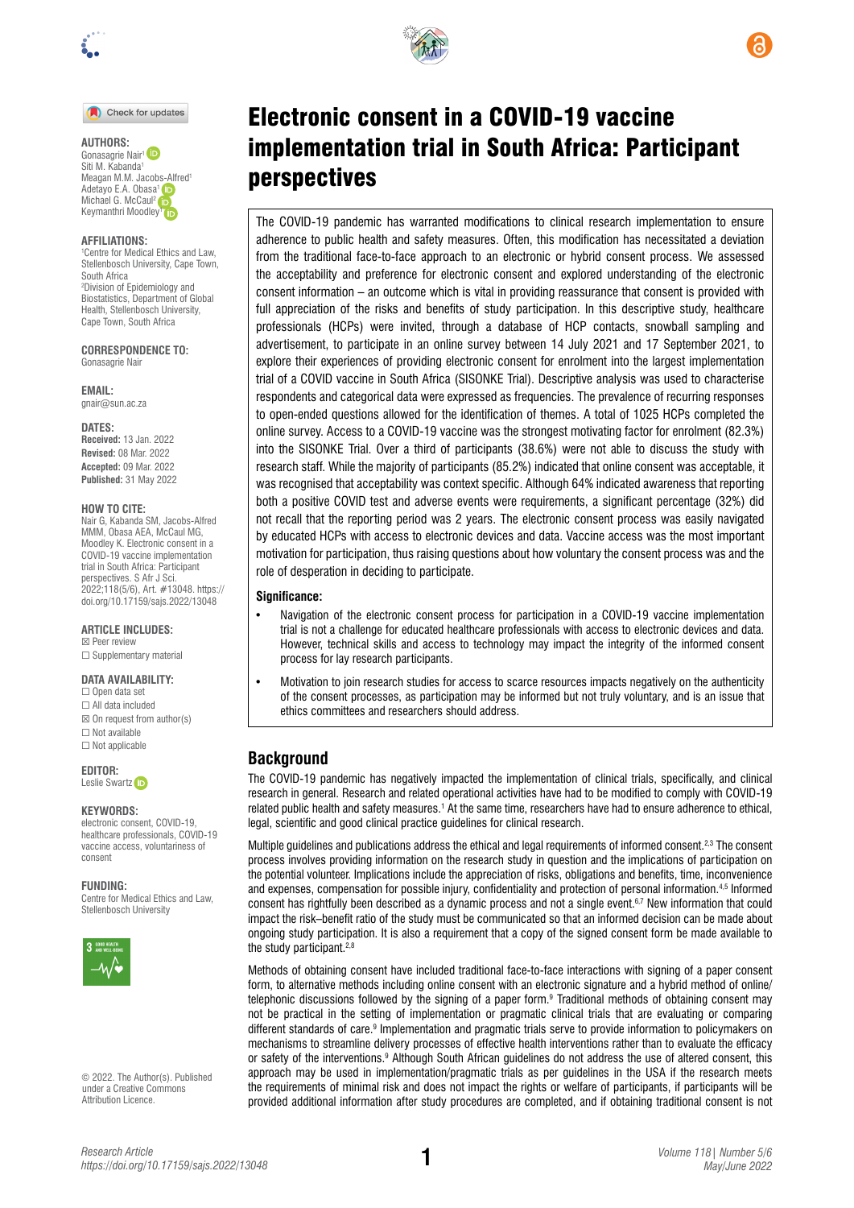# Electronic consent in a COVID-19 vaccine implementation trial in South Africa: Participant perspectives

**AUTHORS:**
Gonasagrie Nair[1]
Siti M. Kabanda[1]
Meagan M.M. Jacobs-Alfred[1]
Adetayo E.A. Obasa[1]
Michael G. McCaul[2]
Keymanthri Moodley[1]

**AFFILIATIONS:**
[1]Centre for Medical Ethics and Law, Stellenbosch University, Cape Town, South Africa
[2]Division of Epidemiology and Biostatistics, Department of Global Health, Stellenbosch University, Cape Town, South Africa

**CORRESPONDENCE TO:**
Gonasagrie Nair

**EMAIL:**
gnair@sun.ac.za

**DATES:**
**Received:** 13 Jan. 2022
**Revised:** 08 Mar. 2022
**Accepted:** 09 Mar. 2022
**Published:** 31 May 2022

**HOW TO CITE:**
Nair G, Kabanda SM, Jacobs-Alfred MMM, Obasa AEA, McCaul MG, Moodley K. Electronic consent in a COVID-19 vaccine implementation trial in South Africa: Participant perspectives. S Afr J Sci. 2022;118(5/6), Art. #13048. https://doi.org/10.17159/sajs.2022/13048

**ARTICLE INCLUDES:**
☒ Peer review
☐ Supplementary material

**DATA AVAILABILITY:**
☐ Open data set
☐ All data included
☒ On request from author(s)
☐ Not available
☐ Not applicable

**EDITOR:**
Leslie Swartz

**KEYWORDS:**
electronic consent, COVID-19, healthcare professionals, COVID-19 vaccine access, voluntariness of consent

**FUNDING:**
Centre for Medical Ethics and Law, Stellenbosch University

© 2022. The Author(s). Published under a Creative Commons Attribution Licence.

The COVID-19 pandemic has warranted modifications to clinical research implementation to ensure adherence to public health and safety measures. Often, this modification has necessitated a deviation from the traditional face-to-face approach to an electronic or hybrid consent process. We assessed the acceptability and preference for electronic consent and explored understanding of the electronic consent information – an outcome which is vital in providing reassurance that consent is provided with full appreciation of the risks and benefits of study participation. In this descriptive study, healthcare professionals (HCPs) were invited, through a database of HCP contacts, snowball sampling and advertisement, to participate in an online survey between 14 July 2021 and 17 September 2021, to explore their experiences of providing electronic consent for enrolment into the largest implementation trial of a COVID vaccine in South Africa (SISONKE Trial). Descriptive analysis was used to characterise respondents and categorical data were expressed as frequencies. The prevalence of recurring responses to open-ended questions allowed for the identification of themes. A total of 1025 HCPs completed the online survey. Access to a COVID-19 vaccine was the strongest motivating factor for enrolment (82.3%) into the SISONKE Trial. Over a third of participants (38.6%) were not able to discuss the study with research staff. While the majority of participants (85.2%) indicated that online consent was acceptable, it was recognised that acceptability was context specific. Although 64% indicated awareness that reporting both a positive COVID test and adverse events were requirements, a significant percentage (32%) did not recall that the reporting period was 2 years. The electronic consent process was easily navigated by educated HCPs with access to electronic devices and data. Vaccine access was the most important motivation for participation, thus raising questions about how voluntary the consent process was and the role of desperation in deciding to participate.

**Significance:**

- Navigation of the electronic consent process for participation in a COVID-19 vaccine implementation trial is not a challenge for educated healthcare professionals with access to electronic devices and data. However, technical skills and access to technology may impact the integrity of the informed consent process for lay research participants.
- Motivation to join research studies for access to scarce resources impacts negatively on the authenticity of the consent processes, as participation may be informed but not truly voluntary, and is an issue that ethics committees and researchers should address.

## Background

The COVID-19 pandemic has negatively impacted the implementation of clinical trials, specifically, and clinical research in general. Research and related operational activities have had to be modified to comply with COVID-19 related public health and safety measures.[1] At the same time, researchers have had to ensure adherence to ethical, legal, scientific and good clinical practice guidelines for clinical research.

Multiple guidelines and publications address the ethical and legal requirements of informed consent.[2,3] The consent process involves providing information on the research study in question and the implications of participation on the potential volunteer. Implications include the appreciation of risks, obligations and benefits, time, inconvenience and expenses, compensation for possible injury, confidentiality and protection of personal information.[4,5] Informed consent has rightfully been described as a dynamic process and not a single event.[6,7] New information that could impact the risk–benefit ratio of the study must be communicated so that an informed decision can be made about ongoing study participation. It is also a requirement that a copy of the signed consent form be made available to the study participant.[2,8]

Methods of obtaining consent have included traditional face-to-face interactions with signing of a paper consent form, to alternative methods including online consent with an electronic signature and a hybrid method of online/telephonic discussions followed by the signing of a paper form.[9] Traditional methods of obtaining consent may not be practical in the setting of implementation or pragmatic clinical trials that are evaluating or comparing different standards of care.[9] Implementation and pragmatic trials serve to provide information to policymakers on mechanisms to streamline delivery processes of effective health interventions rather than to evaluate the efficacy or safety of the interventions.[9] Although South African guidelines do not address the use of altered consent, this approach may be used in implementation/pragmatic trials as per guidelines in the USA if the research meets the requirements of minimal risk and does not impact the rights or welfare of participants, if participants will be provided additional information after study procedures are completed, and if obtaining traditional consent is not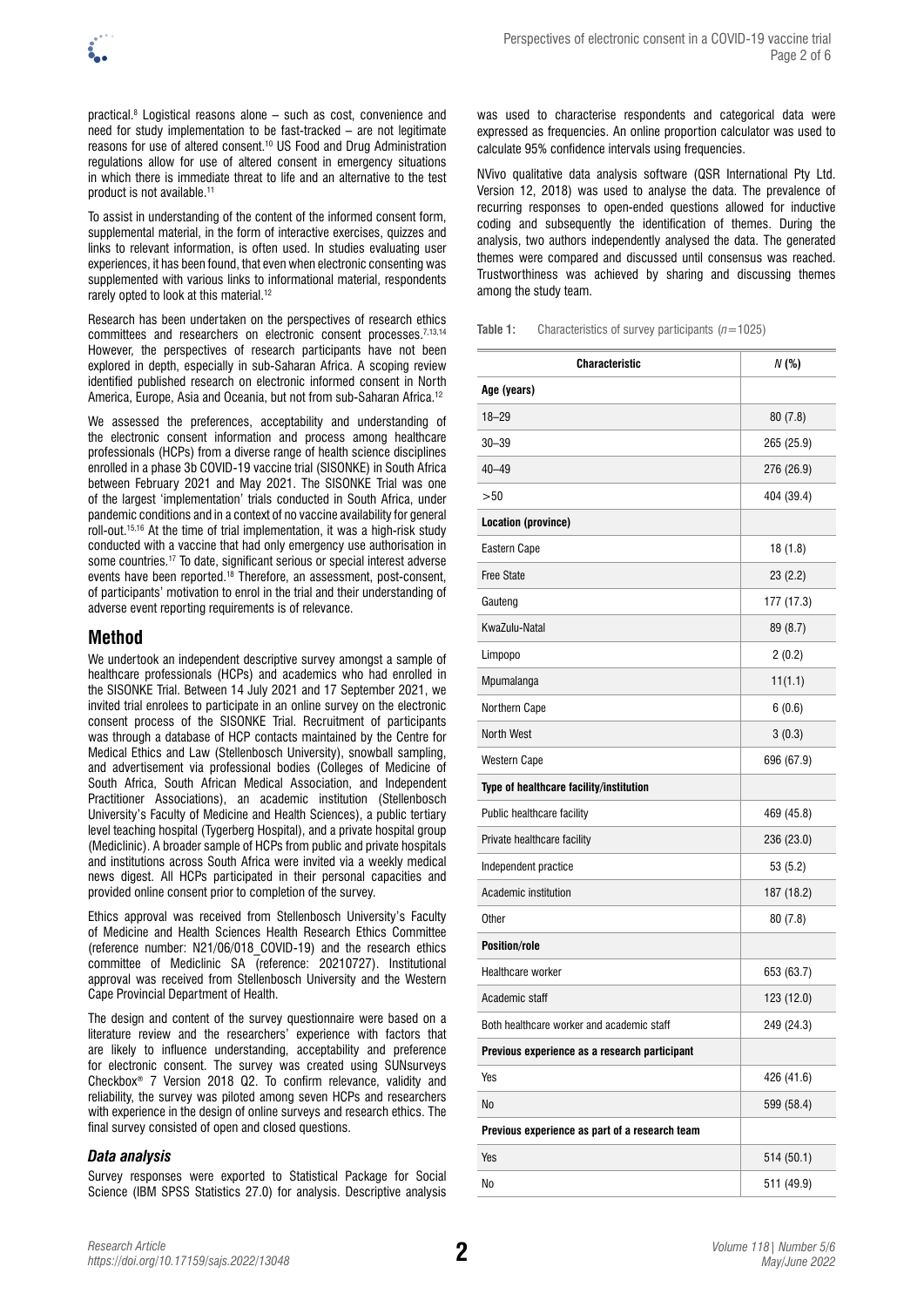practical.[8] Logistical reasons alone – such as cost, convenience and need for study implementation to be fast-tracked – are not legitimate reasons for use of altered consent.[10] US Food and Drug Administration regulations allow for use of altered consent in emergency situations in which there is immediate threat to life and an alternative to the test product is not available.[11]

To assist in understanding of the content of the informed consent form, supplemental material, in the form of interactive exercises, quizzes and links to relevant information, is often used. In studies evaluating user experiences, it has been found, that even when electronic consenting was supplemented with various links to informational material, respondents rarely opted to look at this material.[12]

Research has been undertaken on the perspectives of research ethics committees and researchers on electronic consent processes.[7,13,14] However, the perspectives of research participants have not been explored in depth, especially in sub-Saharan Africa. A scoping review identified published research on electronic informed consent in North America, Europe, Asia and Oceania, but not from sub-Saharan Africa.[12]

We assessed the preferences, acceptability and understanding of the electronic consent information and process among healthcare professionals (HCPs) from a diverse range of health science disciplines enrolled in a phase 3b COVID-19 vaccine trial (SISONKE) in South Africa between February 2021 and May 2021. The SISONKE Trial was one of the largest 'implementation' trials conducted in South Africa, under pandemic conditions and in a context of no vaccine availability for general roll-out.[15,16] At the time of trial implementation, it was a high-risk study conducted with a vaccine that had only emergency use authorisation in some countries.[17] To date, significant serious or special interest adverse events have been reported.[18] Therefore, an assessment, post-consent, of participants' motivation to enrol in the trial and their understanding of adverse event reporting requirements is of relevance.

## Method

We undertook an independent descriptive survey amongst a sample of healthcare professionals (HCPs) and academics who had enrolled in the SISONKE Trial. Between 14 July 2021 and 17 September 2021, we invited trial enrolees to participate in an online survey on the electronic consent process of the SISONKE Trial. Recruitment of participants was through a database of HCP contacts maintained by the Centre for Medical Ethics and Law (Stellenbosch University), snowball sampling, and advertisement via professional bodies (Colleges of Medicine of South Africa, South African Medical Association, and Independent Practitioner Associations), an academic institution (Stellenbosch University's Faculty of Medicine and Health Sciences), a public tertiary level teaching hospital (Tygerberg Hospital), and a private hospital group (Mediclinic). A broader sample of HCPs from public and private hospitals and institutions across South Africa were invited via a weekly medical news digest. All HCPs participated in their personal capacities and provided online consent prior to completion of the survey.

Ethics approval was received from Stellenbosch University's Faculty of Medicine and Health Sciences Health Research Ethics Committee (reference number: N21/06/018_COVID-19) and the research ethics committee of Mediclinic SA (reference: 20210727). Institutional approval was received from Stellenbosch University and the Western Cape Provincial Department of Health.

The design and content of the survey questionnaire were based on a literature review and the researchers' experience with factors that are likely to influence understanding, acceptability and preference for electronic consent. The survey was created using SUNsurveys Checkbox® 7 Version 2018 Q2. To confirm relevance, validity and reliability, the survey was piloted among seven HCPs and researchers with experience in the design of online surveys and research ethics. The final survey consisted of open and closed questions.

### *Data analysis*

Survey responses were exported to Statistical Package for Social Science (IBM SPSS Statistics 27.0) for analysis. Descriptive analysis was used to characterise respondents and categorical data were expressed as frequencies. An online proportion calculator was used to calculate 95% confidence intervals using frequencies.

NVivo qualitative data analysis software (QSR International Pty Ltd. Version 12, 2018) was used to analyse the data. The prevalence of recurring responses to open-ended questions allowed for inductive coding and subsequently the identification of themes. During the analysis, two authors independently analysed the data. The generated themes were compared and discussed until consensus was reached. Trustworthiness was achieved by sharing and discussing themes among the study team.

**Table 1:** Characteristics of survey participants ($n=1025$)

| Characteristic | *N* (%) |
|---|---|
| **Age (years)** | |
| 18–29 | 80 (7.8) |
| 30–39 | 265 (25.9) |
| 40–49 | 276 (26.9) |
| >50 | 404 (39.4) |
| **Location (province)** | |
| Eastern Cape | 18 (1.8) |
| Free State | 23 (2.2) |
| Gauteng | 177 (17.3) |
| KwaZulu-Natal | 89 (8.7) |
| Limpopo | 2 (0.2) |
| Mpumalanga | 11(1.1) |
| Northern Cape | 6 (0.6) |
| North West | 3 (0.3) |
| Western Cape | 696 (67.9) |
| **Type of healthcare facility/institution** | |
| Public healthcare facility | 469 (45.8) |
| Private healthcare facility | 236 (23.0) |
| Independent practice | 53 (5.2) |
| Academic institution | 187 (18.2) |
| Other | 80 (7.8) |
| **Position/role** | |
| Healthcare worker | 653 (63.7) |
| Academic staff | 123 (12.0) |
| Both healthcare worker and academic staff | 249 (24.3) |
| **Previous experience as a research participant** | |
| Yes | 426 (41.6) |
| No | 599 (58.4) |
| **Previous experience as part of a research team** | |
| Yes | 514 (50.1) |
| No | 511 (49.9) |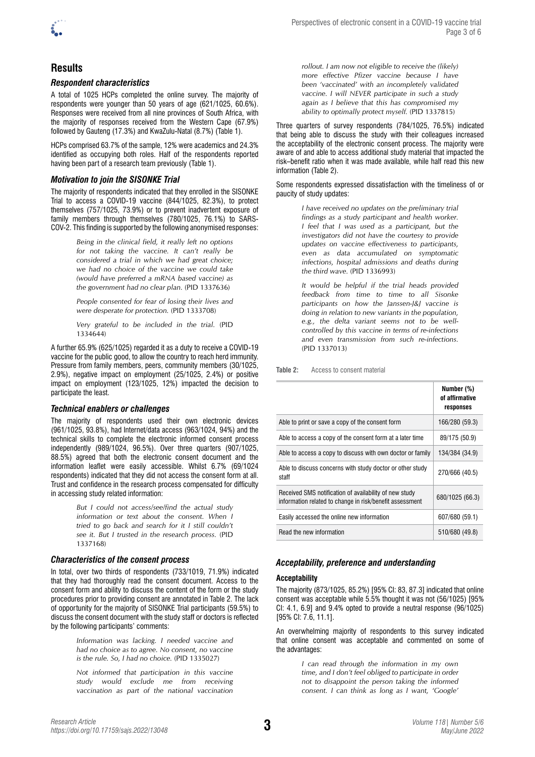## Results

### Respondent characteristics

A total of 1025 HCPs completed the online survey. The majority of respondents were younger than 50 years of age (621/1025, 60.6%). Responses were received from all nine provinces of South Africa, with the majority of responses received from the Western Cape (67.9%) followed by Gauteng (17.3%) and KwaZulu-Natal (8.7%) (Table 1).

HCPs comprised 63.7% of the sample, 12% were academics and 24.3% identified as occupying both roles. Half of the respondents reported having been part of a research team previously (Table 1).

### Motivation to join the SISONKE Trial

The majority of respondents indicated that they enrolled in the SISONKE Trial to access a COVID-19 vaccine (844/1025, 82.3%), to protect themselves (757/1025, 73.9%) or to prevent inadvertent exposure of family members through themselves (780/1025, 76.1%) to SARS-COV-2. This finding is supported by the following anonymised responses:

> *Being in the clinical field, it really left no options for not taking the vaccine. It can't really be considered a trial in which we had great choice; we had no choice of the vaccine we could take (would have preferred a mRNA based vaccine) as the government had no clear plan.* (PID 1337636)

> *People consented for fear of losing their lives and were desperate for protection.* (PID 1333708)

> *Very grateful to be included in the trial.* (PID 1334644)

A further 65.9% (625/1025) regarded it as a duty to receive a COVID-19 vaccine for the public good, to allow the country to reach herd immunity. Pressure from family members, peers, community members (30/1025, 2.9%), negative impact on employment (25/1025, 2.4%) or positive impact on employment (123/1025, 12%) impacted the decision to participate the least.

### Technical enablers or challenges

The majority of respondents used their own electronic devices (961/1025, 93.8%), had Internet/data access (963/1024, 94%) and the technical skills to complete the electronic informed consent process independently (989/1024, 96.5%). Over three quarters (907/1025, 88.5%) agreed that both the electronic consent document and the information leaflet were easily accessible. Whilst 6.7% (69/1024 respondents) indicated that they did not access the consent form at all. Trust and confidence in the research process compensated for difficulty in accessing study related information:

> *But I could not access/see/find the actual study information or text about the consent. When I tried to go back and search for it I still couldn't see it. But I trusted in the research process.* (PID 1337168)

### Characteristics of the consent process

In total, over two thirds of respondents (733/1019, 71.9%) indicated that they had thoroughly read the consent document. Access to the consent form and ability to discuss the content of the form or the study procedures prior to providing consent are annotated in Table 2. The lack of opportunity for the majority of SISONKE Trial participants (59.5%) to discuss the consent document with the study staff or doctors is reflected by the following participants' comments:

> *Information was lacking. I needed vaccine and had no choice as to agree. No consent, no vaccine is the rule. So, I had no choice.* (PID 1335027)

> *Not informed that participation in this vaccine study would exclude me from receiving vaccination as part of the national vaccination rollout. I am now not eligible to receive the (likely) more effective Pfizer vaccine because I have been 'vaccinated' with an incompletely validated vaccine. I will NEVER participate in such a study again as I believe that this has compromised my ability to optimally protect myself.* (PID 1337815)

Three quarters of survey respondents (784/1025, 76.5%) indicated that being able to discuss the study with their colleagues increased the acceptability of the electronic consent process. The majority were aware of and able to access additional study material that impacted the risk–benefit ratio when it was made available, while half read this new information (Table 2).

Some respondents expressed dissatisfaction with the timeliness of or paucity of study updates:

> *I have received no updates on the preliminary trial findings as a study participant and health worker. I feel that I was used as a participant, but the investigators did not have the courtesy to provide updates on vaccine effectiveness to participants, even as data accumulated on symptomatic infections, hospital admissions and deaths during the third wave.* (PID 1336993)

> *It would be helpful if the trial heads provided feedback from time to time to all Sisonke participants on how the Janssen-J&J vaccine is doing in relation to new variants in the population, e.g., the delta variant seems not to be well-controlled by this vaccine in terms of re-infections and even transmission from such re-infections.* (PID 1337013)

**Table 2:** Access to consent material

| | Number (%) of affirmative responses |
|---|---|
| Able to print or save a copy of the consent form | 166/280 (59.3) |
| Able to access a copy of the consent form at a later time | 89/175 (50.9) |
| Able to access a copy to discuss with own doctor or family | 134/384 (34.9) |
| Able to discuss concerns with study doctor or other study staff | 270/666 (40.5) |
| Received SMS notification of availability of new study information related to change in risk/benefit assessment | 680/1025 (66.3) |
| Easily accessed the online new information | 607/680 (59.1) |
| Read the new information | 510/680 (49.8) |

### Acceptability, preference and understanding

#### Acceptability

The majority (873/1025, 85.2%) [95% CI: 83, 87.3] indicated that online consent was acceptable while 5.5% thought it was not (56/1025) [95% CI: 4.1, 6.9] and 9.4% opted to provide a neutral response (96/1025) [95% CI: 7.6, 11.1].

An overwhelming majority of respondents to this survey indicated that online consent was acceptable and commented on some of the advantages:

> *I can read through the information in my own time, and I don't feel obliged to participate in order not to disappoint the person taking the informed consent. I can think as long as I want, 'Google'*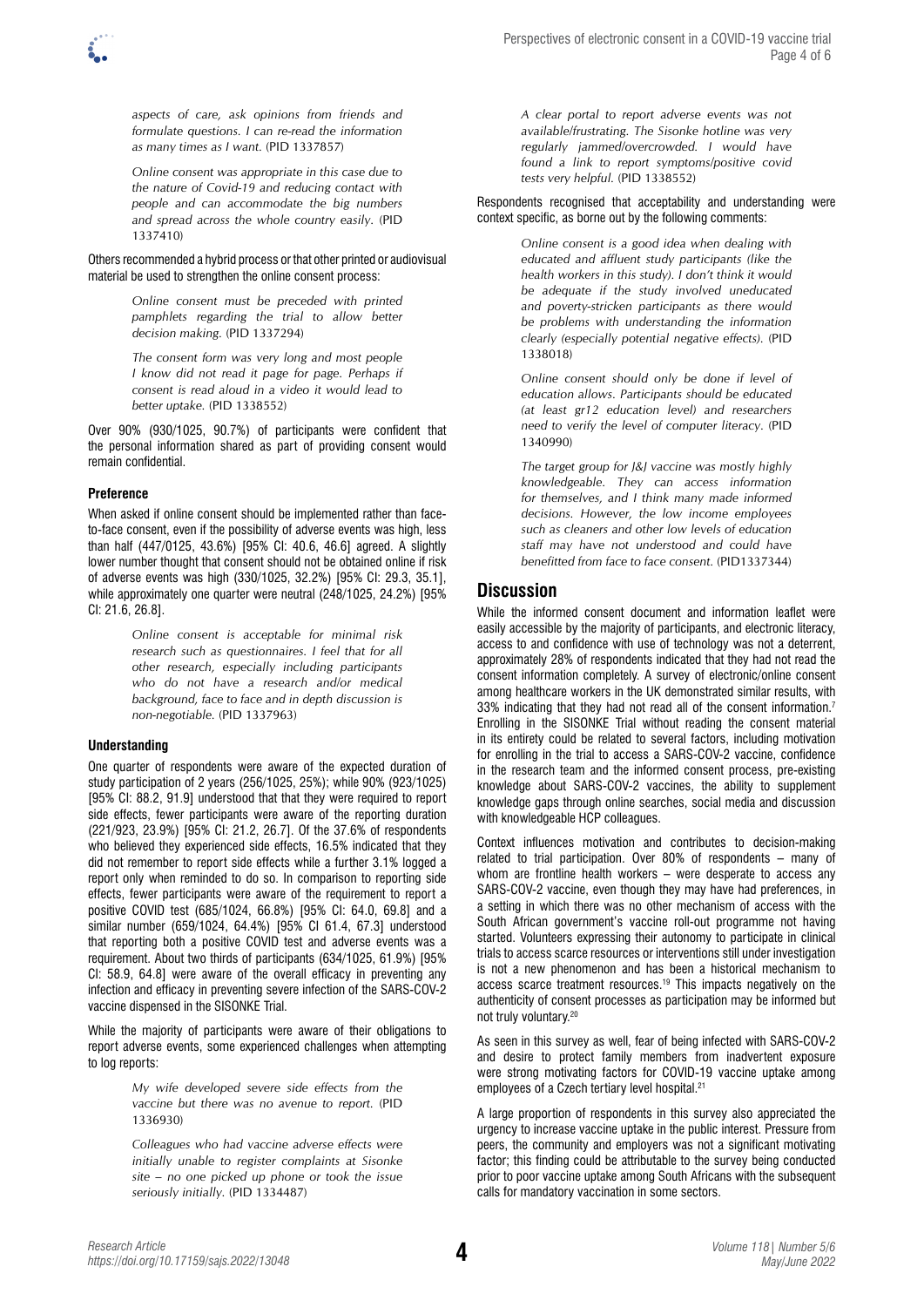*aspects of care, ask opinions from friends and formulate questions. I can re-read the information as many times as I want.* (PID 1337857)

*Online consent was appropriate in this case due to the nature of Covid-19 and reducing contact with people and can accommodate the big numbers and spread across the whole country easily.* (PID 1337410)

Others recommended a hybrid process or that other printed or audiovisual material be used to strengthen the online consent process:

*Online consent must be preceded with printed pamphlets regarding the trial to allow better decision making.* (PID 1337294)

*The consent form was very long and most people I know did not read it page for page. Perhaps if consent is read aloud in a video it would lead to better uptake.* (PID 1338552)

Over 90% (930/1025, 90.7%) of participants were confident that the personal information shared as part of providing consent would remain confidential.

#### Preference

When asked if online consent should be implemented rather than face-to-face consent, even if the possibility of adverse events was high, less than half (447/0125, 43.6%) [95% CI: 40.6, 46.6] agreed. A slightly lower number thought that consent should not be obtained online if risk of adverse events was high (330/1025, 32.2%) [95% CI: 29.3, 35.1], while approximately one quarter were neutral (248/1025, 24.2%) [95% CI: 21.6, 26.8].

*Online consent is acceptable for minimal risk research such as questionnaires. I feel that for all other research, especially including participants who do not have a research and/or medical background, face to face and in depth discussion is non-negotiable.* (PID 1337963)

#### Understanding

One quarter of respondents were aware of the expected duration of study participation of 2 years (256/1025, 25%); while 90% (923/1025) [95% CI: 88.2, 91.9] understood that that they were required to report side effects, fewer participants were aware of the reporting duration (221/923, 23.9%) [95% CI: 21.2, 26.7]. Of the 37.6% of respondents who believed they experienced side effects, 16.5% indicated that they did not remember to report side effects while a further 3.1% logged a report only when reminded to do so. In comparison to reporting side effects, fewer participants were aware of the requirement to report a positive COVID test (685/1024, 66.8%) [95% CI: 64.0, 69.8] and a similar number (659/1024, 64.4%) [95% CI 61.4, 67.3] understood that reporting both a positive COVID test and adverse events was a requirement. About two thirds of participants (634/1025, 61.9%) [95% CI: 58.9, 64.8] were aware of the overall efficacy in preventing any infection and efficacy in preventing severe infection of the SARS-COV-2 vaccine dispensed in the SISONKE Trial.

While the majority of participants were aware of their obligations to report adverse events, some experienced challenges when attempting to log reports:

*My wife developed severe side effects from the vaccine but there was no avenue to report.* (PID 1336930)

*Colleagues who had vaccine adverse effects were initially unable to register complaints at Sisonke site – no one picked up phone or took the issue seriously initially.* (PID 1334487)

*A clear portal to report adverse events was not available/frustrating. The Sisonke hotline was very regularly jammed/overcrowded. I would have found a link to report symptoms/positive covid tests very helpful.* (PID 1338552)

Respondents recognised that acceptability and understanding were context specific, as borne out by the following comments:

*Online consent is a good idea when dealing with educated and affluent study participants (like the health workers in this study). I don't think it would be adequate if the study involved uneducated and poverty-stricken participants as there would be problems with understanding the information clearly (especially potential negative effects).* (PID 1338018)

*Online consent should only be done if level of education allows. Participants should be educated (at least gr12 education level) and researchers need to verify the level of computer literacy.* (PID 1340990)

*The target group for J&J vaccine was mostly highly knowledgeable. They can access information for themselves, and I think many made informed decisions. However, the low income employees such as cleaners and other low levels of education staff may have not understood and could have benefitted from face to face consent.* (PID1337344)

## Discussion

While the informed consent document and information leaflet were easily accessible by the majority of participants, and electronic literacy, access to and confidence with use of technology was not a deterrent, approximately 28% of respondents indicated that they had not read the consent information completely. A survey of electronic/online consent among healthcare workers in the UK demonstrated similar results, with 33% indicating that they had not read all of the consent information.[7] Enrolling in the SISONKE Trial without reading the consent material in its entirety could be related to several factors, including motivation for enrolling in the trial to access a SARS-COV-2 vaccine, confidence in the research team and the informed consent process, pre-existing knowledge about SARS-COV-2 vaccines, the ability to supplement knowledge gaps through online searches, social media and discussion with knowledgeable HCP colleagues.

Context influences motivation and contributes to decision-making related to trial participation. Over 80% of respondents – many of whom are frontline health workers – were desperate to access any SARS-COV-2 vaccine, even though they may have had preferences, in a setting in which there was no other mechanism of access with the South African government's vaccine roll-out programme not having started. Volunteers expressing their autonomy to participate in clinical trials to access scarce resources or interventions still under investigation is not a new phenomenon and has been a historical mechanism to access scarce treatment resources.[19] This impacts negatively on the authenticity of consent processes as participation may be informed but not truly voluntary.[20]

As seen in this survey as well, fear of being infected with SARS-COV-2 and desire to protect family members from inadvertent exposure were strong motivating factors for COVID-19 vaccine uptake among employees of a Czech tertiary level hospital.[21]

A large proportion of respondents in this survey also appreciated the urgency to increase vaccine uptake in the public interest. Pressure from peers, the community and employers was not a significant motivating factor; this finding could be attributable to the survey being conducted prior to poor vaccine uptake among South Africans with the subsequent calls for mandatory vaccination in some sectors.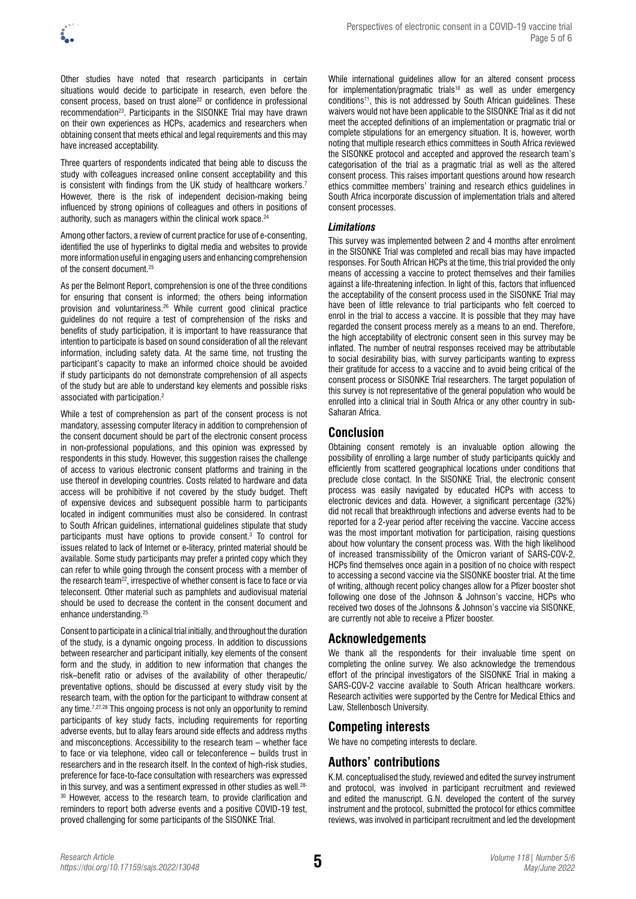Other studies have noted that research participants in certain situations would decide to participate in research, even before the consent process, based on trust alone[22] or confidence in professional recommendation[23]. Participants in the SISONKE Trial may have drawn on their own experiences as HCPs, academics and researchers when obtaining consent that meets ethical and legal requirements and this may have increased acceptability.

Three quarters of respondents indicated that being able to discuss the study with colleagues increased online consent acceptability and this is consistent with findings from the UK study of healthcare workers.[7] However, there is the risk of independent decision-making being influenced by strong opinions of colleagues and others in positions of authority, such as managers within the clinical work space.[24]

Among other factors, a review of current practice for use of e-consenting, identified the use of hyperlinks to digital media and websites to provide more information useful in engaging users and enhancing comprehension of the consent document.[25]

As per the Belmont Report, comprehension is one of the three conditions for ensuring that consent is informed; the others being information provision and voluntariness.[26] While current good clinical practice guidelines do not require a test of comprehension of the risks and benefits of study participation, it is important to have reassurance that intention to participate is based on sound consideration of all the relevant information, including safety data. At the same time, not trusting the participant's capacity to make an informed choice should be avoided if study participants do not demonstrate comprehension of all aspects of the study but are able to understand key elements and possible risks associated with participation.[2]

While a test of comprehension as part of the consent process is not mandatory, assessing computer literacy in addition to comprehension of the consent document should be part of the electronic consent process in non-professional populations, and this opinion was expressed by respondents in this study. However, this suggestion raises the challenge of access to various electronic consent platforms and training in the use thereof in developing countries. Costs related to hardware and data access will be prohibitive if not covered by the study budget. Theft of expensive devices and subsequent possible harm to participants located in indigent communities must also be considered. In contrast to South African guidelines, international guidelines stipulate that study participants must have options to provide consent.[3] To control for issues related to lack of Internet or e-literacy, printed material should be available. Some study participants may prefer a printed copy which they can refer to while going through the consent process with a member of the research team[22], irrespective of whether consent is face to face or via teleconsent. Other material such as pamphlets and audiovisual material should be used to decrease the content in the consent document and enhance understanding.[25]

Consent to participate in a clinical trial initially, and throughout the duration of the study, is a dynamic ongoing process. In addition to discussions between researcher and participant initially, key elements of the consent form and the study, in addition to new information that changes the risk–benefit ratio or advises of the availability of other therapeutic/preventative options, should be discussed at every study visit by the research team, with the option for the participant to withdraw consent at any time.[7,27,28] This ongoing process is not only an opportunity to remind participants of key study facts, including requirements for reporting adverse events, but to allay fears around side effects and address myths and misconceptions. Accessibility to the research team – whether face to face or via telephone, video call or teleconference – builds trust in researchers and in the research itself. In the context of high-risk studies, preference for face-to-face consultation with researchers was expressed in this survey, and was a sentiment expressed in other studies as well.[28-30] However, access to the research team, to provide clarification and reminders to report both adverse events and a positive COVID-19 test, proved challenging for some participants of the SISONKE Trial.

While international guidelines allow for an altered consent process for implementation/pragmatic trials[10] as well as under emergency conditions[11], this is not addressed by South African guidelines. These waivers would not have been applicable to the SISONKE Trial as it did not meet the accepted definitions of an implementation or pragmatic trial or complete stipulations for an emergency situation. It is, however, worth noting that multiple research ethics committees in South Africa reviewed the SISONKE protocol and accepted and approved the research team's categorisation of the trial as a pragmatic trial as well as the altered consent process. This raises important questions around how research ethics committee members' training and research ethics guidelines in South Africa incorporate discussion of implementation trials and altered consent processes.

### *Limitations*

This survey was implemented between 2 and 4 months after enrolment in the SISONKE Trial was completed and recall bias may have impacted responses. For South African HCPs at the time, this trial provided the only means of accessing a vaccine to protect themselves and their families against a life-threatening infection. In light of this, factors that influenced the acceptability of the consent process used in the SISONKE Trial may have been of little relevance to trial participants who felt coerced to enrol in the trial to access a vaccine. It is possible that they may have regarded the consent process merely as a means to an end. Therefore, the high acceptability of electronic consent seen in this survey may be inflated. The number of neutral responses received may be attributable to social desirability bias, with survey participants wanting to express their gratitude for access to a vaccine and to avoid being critical of the consent process or SISONKE Trial researchers. The target population of this survey is not representative of the general population who would be enrolled into a clinical trial in South Africa or any other country in sub-Saharan Africa.

## Conclusion

Obtaining consent remotely is an invaluable option allowing the possibility of enrolling a large number of study participants quickly and efficiently from scattered geographical locations under conditions that preclude close contact. In the SISONKE Trial, the electronic consent process was easily navigated by educated HCPs with access to electronic devices and data. However, a significant percentage (32%) did not recall that breakthrough infections and adverse events had to be reported for a 2-year period after receiving the vaccine. Vaccine access was the most important motivation for participation, raising questions about how voluntary the consent process was. With the high likelihood of increased transmissibility of the Omicron variant of SARS-COV-2, HCPs find themselves once again in a position of no choice with respect to accessing a second vaccine via the SISONKE booster trial. At the time of writing, although recent policy changes allow for a Pfizer booster shot following one dose of the Johnson & Johnson's vaccine, HCPs who received two doses of the Johnsons & Johnson's vaccine via SISONKE, are currently not able to receive a Pfizer booster.

## Acknowledgements

We thank all the respondents for their invaluable time spent on completing the online survey. We also acknowledge the tremendous effort of the principal investigators of the SISONKE Trial in making a SARS-COV-2 vaccine available to South African healthcare workers. Research activities were supported by the Centre for Medical Ethics and Law, Stellenbosch University.

## Competing interests

We have no competing interests to declare.

## Authors' contributions

K.M. conceptualised the study, reviewed and edited the survey instrument and protocol, was involved in participant recruitment and reviewed and edited the manuscript. G.N. developed the content of the survey instrument and the protocol, submitted the protocol for ethics committee reviews, was involved in participant recruitment and led the development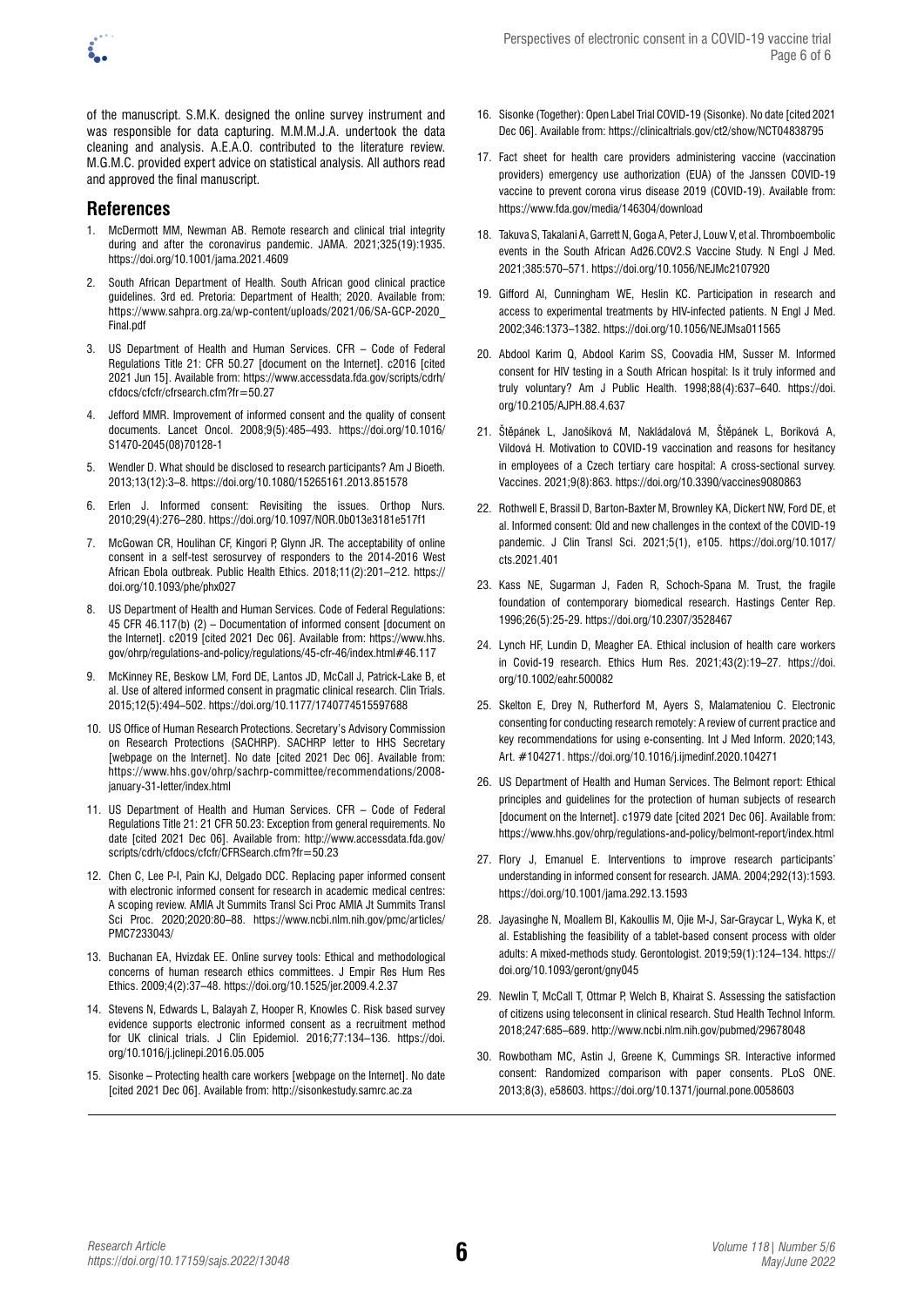of the manuscript. S.M.K. designed the online survey instrument and was responsible for data capturing. M.M.M.J.A. undertook the data cleaning and analysis. A.E.A.O. contributed to the literature review. M.G.M.C. provided expert advice on statistical analysis. All authors read and approved the final manuscript.

## References

1. McDermott MM, Newman AB. Remote research and clinical trial integrity during and after the coronavirus pandemic. JAMA. 2021;325(19):1935. https://doi.org/10.1001/jama.2021.4609
2. South African Department of Health. South African good clinical practice guidelines. 3rd ed. Pretoria: Department of Health; 2020. Available from: https://www.sahpra.org.za/wp-content/uploads/2021/06/SA-GCP-2020_Final.pdf
3. US Department of Health and Human Services. CFR – Code of Federal Regulations Title 21: CFR 50.27 [document on the Internet]. c2016 [cited 2021 Jun 15]. Available from: https://www.accessdata.fda.gov/scripts/cdrh/cfdocs/cfcfr/cfrsearch.cfm?fr=50.27
4. Jefford MMR. Improvement of informed consent and the quality of consent documents. Lancet Oncol. 2008;9(5):485–493. https://doi.org/10.1016/S1470-2045(08)70128-1
5. Wendler D. What should be disclosed to research participants? Am J Bioeth. 2013;13(12):3–8. https://doi.org/10.1080/15265161.2013.851578
6. Erlen J. Informed consent: Revisiting the issues. Orthop Nurs. 2010;29(4):276–280. https://doi.org/10.1097/NOR.0b013e3181e517f1
7. McGowan CR, Houlihan CF, Kingori P, Glynn JR. The acceptability of online consent in a self-test serosurvey of responders to the 2014-2016 West African Ebola outbreak. Public Health Ethics. 2018;11(2):201–212. https://doi.org/10.1093/phe/phx027
8. US Department of Health and Human Services. Code of Federal Regulations: 45 CFR 46.117(b) (2) – Documentation of informed consent [document on the Internet]. c2019 [cited 2021 Dec 06]. Available from: https://www.hhs.gov/ohrp/regulations-and-policy/regulations/45-cfr-46/index.html#46.117
9. McKinney RE, Beskow LM, Ford DE, Lantos JD, McCall J, Patrick-Lake B, et al. Use of altered informed consent in pragmatic clinical research. Clin Trials. 2015;12(5):494–502. https://doi.org/10.1177/1740774515597688
10. US Office of Human Research Protections. Secretary's Advisory Commission on Research Protections (SACHRP). SACHRP letter to HHS Secretary [webpage on the Internet]. No date [cited 2021 Dec 06]. Available from: https://www.hhs.gov/ohrp/sachrp-committee/recommendations/2008-january-31-letter/index.html
11. US Department of Health and Human Services. CFR – Code of Federal Regulations Title 21: 21 CFR 50.23: Exception from general requirements. No date [cited 2021 Dec 06]. Available from: http://www.accessdata.fda.gov/scripts/cdrh/cfdocs/cfcfr/CFRSearch.cfm?fr=50.23
12. Chen C, Lee P-I, Pain KJ, Delgado DCC. Replacing paper informed consent with electronic informed consent for research in academic medical centres: A scoping review. AMIA Jt Summits Transl Sci Proc AMIA Jt Summits Transl Sci Proc. 2020;2020:80–88. https://www.ncbi.nlm.nih.gov/pmc/articles/PMC7233043/
13. Buchanan EA, Hvizdak EE. Online survey tools: Ethical and methodological concerns of human research ethics committees. J Empir Res Hum Res Ethics. 2009;4(2):37–48. https://doi.org/10.1525/jer.2009.4.2.37
14. Stevens N, Edwards L, Balayah Z, Hooper R, Knowles C. Risk based survey evidence supports electronic informed consent as a recruitment method for UK clinical trials. J Clin Epidemiol. 2016;77:134–136. https://doi.org/10.1016/j.jclinepi.2016.05.005
15. Sisonke – Protecting health care workers [webpage on the Internet]. No date [cited 2021 Dec 06]. Available from: http://sisonkestudy.samrc.ac.za
16. Sisonke (Together): Open Label Trial COVID-19 (Sisonke). No date [cited 2021 Dec 06]. Available from: https://clinicaltrials.gov/ct2/show/NCT04838795
17. Fact sheet for health care providers administering vaccine (vaccination providers) emergency use authorization (EUA) of the Janssen COVID-19 vaccine to prevent corona virus disease 2019 (COVID-19). Available from: https://www.fda.gov/media/146304/download
18. Takuva S, Takalani A, Garrett N, Goga A, Peter J, Louw V, et al. Thromboembolic events in the South African Ad26.COV2.S Vaccine Study. N Engl J Med. 2021;385:570–571. https://doi.org/10.1056/NEJMc2107920
19. Gifford AI, Cunningham WE, Heslin KC. Participation in research and access to experimental treatments by HIV-infected patients. N Engl J Med. 2002;346:1373–1382. https://doi.org/10.1056/NEJMsa011565
20. Abdool Karim Q, Abdool Karim SS, Coovadia HM, Susser M. Informed consent for HIV testing in a South African hospital: Is it truly informed and truly voluntary? Am J Public Health. 1998;88(4):637–640. https://doi.org/10.2105/AJPH.88.4.637
21. Štěpánek L, Janošíková M, Nakládalová M, Štěpánek L, Boriková A, Vildová H. Motivation to COVID-19 vaccination and reasons for hesitancy in employees of a Czech tertiary care hospital: A cross-sectional survey. Vaccines. 2021;9(8):863. https://doi.org/10.3390/vaccines9080863
22. Rothwell E, Brassil D, Barton-Baxter M, Brownley KA, Dickert NW, Ford DE, et al. Informed consent: Old and new challenges in the context of the COVID-19 pandemic. J Clin Transl Sci. 2021;5(1), e105. https://doi.org/10.1017/cts.2021.401
23. Kass NE, Sugarman J, Faden R, Schoch-Spana M. Trust, the fragile foundation of contemporary biomedical research. Hastings Center Rep. 1996;26(5):25-29. https://doi.org/10.2307/3528467
24. Lynch HF, Lundin D, Meagher EA. Ethical inclusion of health care workers in Covid-19 research. Ethics Hum Res. 2021;43(2):19–27. https://doi.org/10.1002/eahr.500082
25. Skelton E, Drey N, Rutherford M, Ayers S, Malamateniou C. Electronic consenting for conducting research remotely: A review of current practice and key recommendations for using e-consenting. Int J Med Inform. 2020;143, Art. #104271. https://doi.org/10.1016/j.ijmedinf.2020.104271
26. US Department of Health and Human Services. The Belmont report: Ethical principles and guidelines for the protection of human subjects of research [document on the Internet]. c1979 date [cited 2021 Dec 06]. Available from: https://www.hhs.gov/ohrp/regulations-and-policy/belmont-report/index.html
27. Flory J, Emanuel E. Interventions to improve research participants' understanding in informed consent for research. JAMA. 2004;292(13):1593. https://doi.org/10.1001/jama.292.13.1593
28. Jayasinghe N, Moallem BI, Kakoullis M, Ojie M-J, Sar-Graycar L, Wyka K, et al. Establishing the feasibility of a tablet-based consent process with older adults: A mixed-methods study. Gerontologist. 2019;59(1):124–134. https://doi.org/10.1093/geront/gny045
29. Newlin T, McCall T, Ottmar P, Welch B, Khairat S. Assessing the satisfaction of citizens using teleconsent in clinical research. Stud Health Technol Inform. 2018;247:685–689. http://www.ncbi.nlm.nih.gov/pubmed/29678048
30. Rowbotham MC, Astin J, Greene K, Cummings SR. Interactive informed consent: Randomized comparison with paper consents. PLoS ONE. 2013;8(3), e58603. https://doi.org/10.1371/journal.pone.0058603